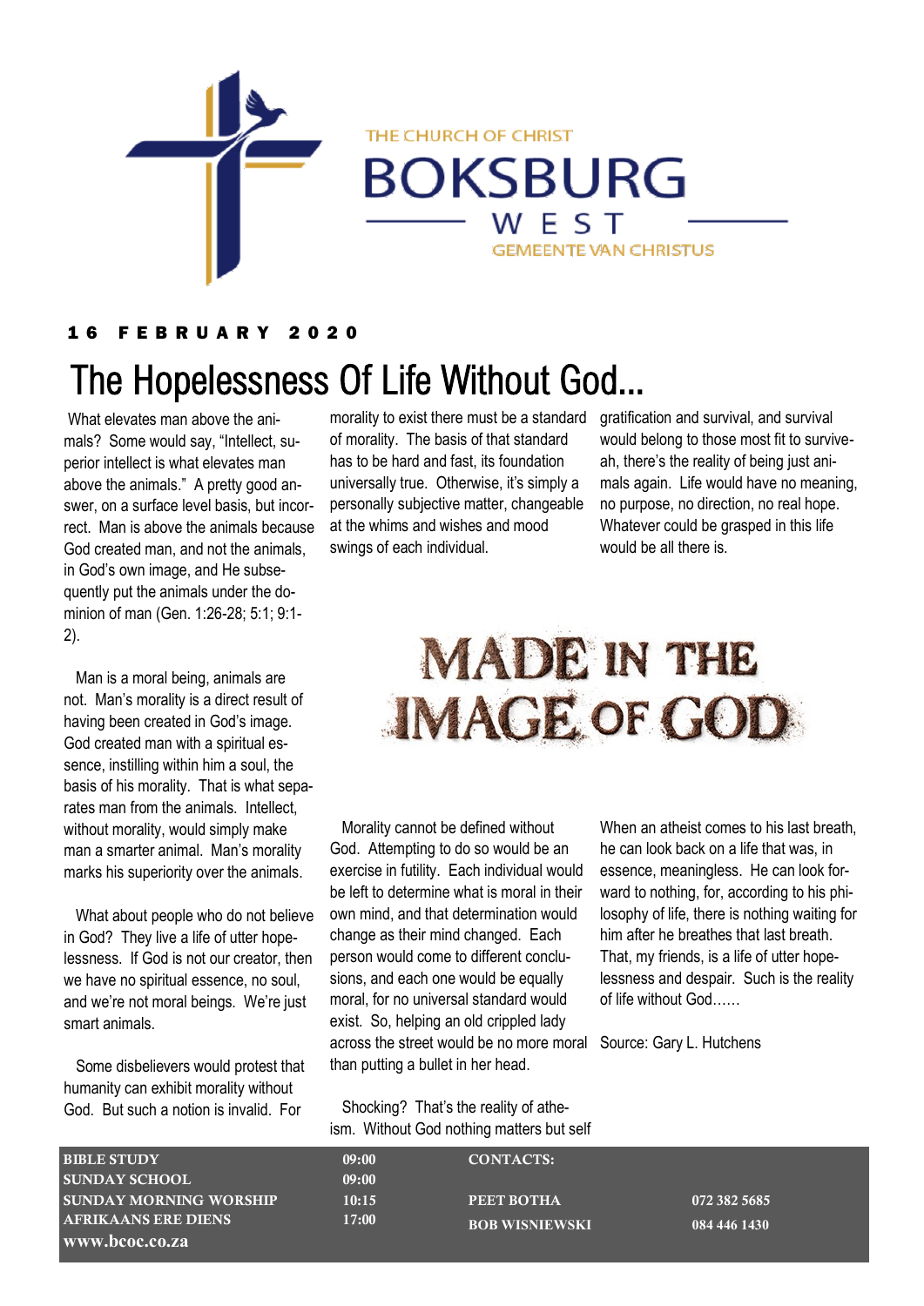THE CHURCH OF CHRIST

# BOKSBURG WEST

GEMEENTE VAN CHRISTUS

**16 FEBRUARY 2020**

# The Hopelessness Of Life Without God...

What elevates man above the animals? Some would say, "Intellect, superior intellect is what elevates man above the animals." A pretty good answer, on a surface level basis, but incorrect. Man is above the animals because God created man, and not the animals, in God's own image, and He subsequently put the animals under the dominion of man (Gen. 1:26-28; 5:1; 9:1-2).

Man is a moral being, animals are not. Man's morality is a direct result of having been created in God's image. God created man with a spiritual essence, instilling within him a soul, the basis of his morality. That is what separates man from the animals. Intellect, without morality, would simply make man a smarter animal. Man's morality marks his superiority over the animals.

What about people who do not believe in God? They live a life of utter hopelessness. If God is not our creator, then we have no spiritual essence, no soul, and we're not moral beings. We're just smart animals.

Some disbelievers would protest that humanity can exhibit morality without God. But such a notion is invalid. For morality to exist there must be a standard of morality. The basis of that standard has to be hard and fast, its foundation universally true. Otherwise, it's simply a personally subjective matter, changeable at the whims and wishes and mood swings of each individual.

Morality cannot be defined without God. Attempting to do so would be an exercise in futility. Each individual would be left to determine what is moral in their own mind, and that determination would change as their mind changed. Each person would come to different conclusions, and each one would be equally moral, for no universal standard would exist. So, helping an old crippled lady across the street would be no more moral than putting a bullet in her head.

Shocking? That's the reality of atheism. Without God nothing matters but self gratification and survival, and survival would belong to those most fit to survive-ah, there's the reality of being just animals again. Life would have no meaning, no purpose, no direction, no real hope. Whatever could be grasped in this life would be all there is.

**MADE IN THE IMAGE OF GOD**

When an atheist comes to his last breath, he can look back on a life that was, in essence, meaningless. He can look forward to nothing, for, according to his philosophy of life, there is nothing waiting for him after he breathes that last breath. That, my friends, is a life of utter hopelessness and despair. Such is the reality of life without God……

Source: Gary L. Hutchens

| | | | |
|---|---|---|---|
| **BIBLE STUDY** | **09:00** | **CONTACTS:** | |
| **SUNDAY SCHOOL** | **09:00** | | |
| **SUNDAY MORNING WORSHIP** | **10:15** | **PEET BOTHA** | **072 382 5685** |
| **AFRIKAANS ERE DIENS** | **17:00** | **BOB WISNIEWSKI** | **084 446 1430** |
| **www.bcoc.co.za** | | | |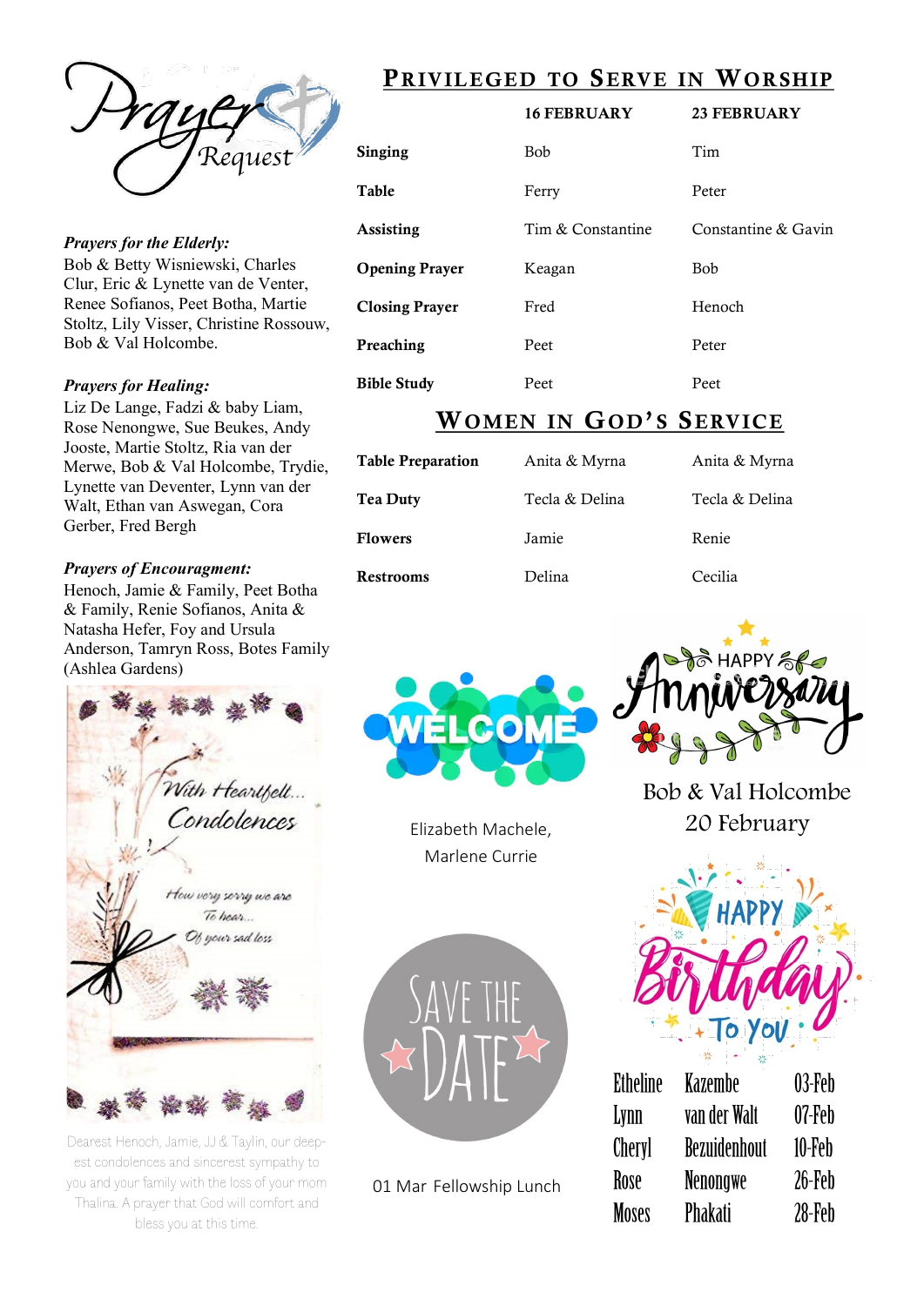# Prayer Request

***Prayers for the Elderly:***
Bob & Betty Wisniewski, Charles Clur, Eric & Lynette van de Venter, Renee Sofianos, Peet Botha, Martie Stoltz, Lily Visser, Christine Rossouw, Bob & Val Holcombe.

***Prayers for Healing:***
Liz De Lange, Fadzi & baby Liam, Rose Nenongwe, Sue Beukes, Andy Jooste, Martie Stoltz, Ria van der Merwe, Bob & Val Holcombe, Trydie, Lynette van Deventer, Lynn van der Walt, Ethan van Aswegan, Cora Gerber, Fred Bergh

***Prayers of Encouragment:***
Henoch, Jamie & Family, Peet Botha & Family, Renie Sofianos, Anita & Natasha Hefer, Foy and Ursula Anderson, Tamryn Ross, Botes Family (Ashlea Gardens)

With Heartfelt... Condolences

How very sorry we are To hear... Of your sad loss

Dearest Henoch, Jamie, JJ & Taylin, our deepest condolences and sincerest sympathy to you and your family with the loss of your mom Thalina. A prayer that God will comfort and bless you at this time.

## Privileged to Serve in Worship

| | 16 FEBRUARY | 23 FEBRUARY |
|---|---|---|
| **Singing** | Bob | Tim |
| **Table** | Ferry | Peter |
| **Assisting** | Tim & Constantine | Constantine & Gavin |
| **Opening Prayer** | Keagan | Bob |
| **Closing Prayer** | Fred | Henoch |
| **Preaching** | Peet | Peter |
| **Bible Study** | Peet | Peet |

## Women in God's Service

| | | |
|---|---|---|
| **Table Preparation** | Anita & Myrna | Anita & Myrna |
| **Tea Duty** | Tecla & Delina | Tecla & Delina |
| **Flowers** | Jamie | Renie |
| **Restrooms** | Delina | Cecilia |

WELCOME

Elizabeth Machele,
Marlene Currie

SAVE THE DATE

01 Mar Fellowship Lunch

HAPPY Anniversary

Bob & Val Holcombe
20 February

HAPPY Birthday To You

| | | |
|---|---|---|
| Etheline | Kazembe | 03-Feb |
| Lynn | van der Walt | 07-Feb |
| Cheryl | Bezuidenhout | 10-Feb |
| Rose | Nenongwe | 26-Feb |
| Moses | Phakati | 28-Feb |